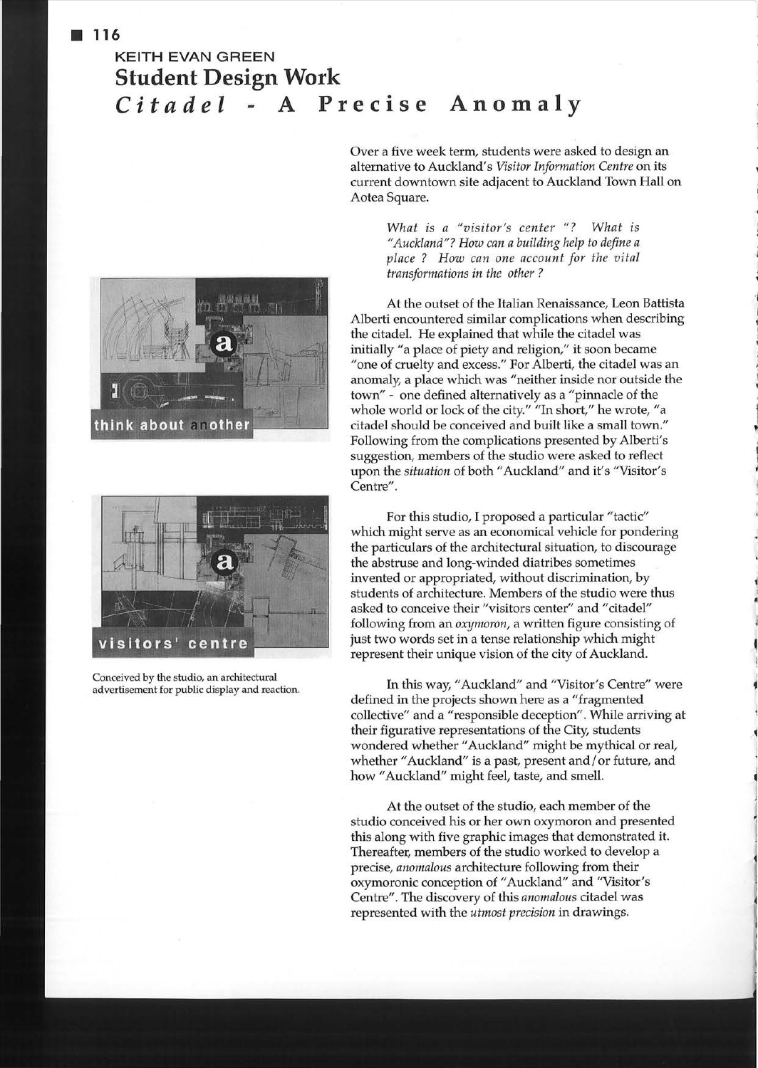KEITH EVAN GREEN

# Student Design Work

## *Citadel* - A Precise Anomaly

Over a five week term, students were asked to design an alternative to Auckland's *Visitor Information Centre* on its current downtown site adjacent to Auckland Town Hall on Aotea Square.

> *What is a "visitor's center "? What is "Auckland"? How can a building help to define a place ? How can one account for the vital transformations in the other ?*

At the outset of the Italian Renaissance, Leon Battista Alberti encountered similar complications when describing the citadel. He explained that while the citadel was initially "a place of piety and religion," it soon became "one of cruelty and excess." For Alberti, the citadel was an anomaly, a place which was "neither inside nor outside the town" - one defined alternatively as a "pinnacle of the whole world or lock of the city." "In short," he wrote, "a citadel should be conceived and built like a small town." Following from the complications presented by Alberti's suggestion, members of the studio were asked to reflect upon the *situation* of both "Auckland" and it's "Visitor's Centre".

For this studio, I proposed a particular "tactic" which might serve as an economical vehicle for pondering the particulars of the architectural situation, to discourage the abstruse and long-winded diatribes sometimes invented or appropriated, without discrimination, by students of architecture. Members of the studio were thus asked to conceive their "visitors center" and "citadel" following from an *oxymoron*, a written figure consisting of just two words set in a tense relationship which might represent their unique vision of the city of Auckland.

In this way, "Auckland" and "Visitor's Centre" were defined in the projects shown here as a "fragmented collective" and a "responsible deception". While arriving at their figurative representations of the City, students wondered whether "Auckland" might be mythical or real, whether "Auckland" is a past, present and/or future, and how "Auckland" might feel, taste, and smell.

At the outset of the studio, each member of the studio conceived his or her own oxymoron and presented this along with five graphic images that demonstrated it. Thereafter, members of the studio worked to develop a precise, *anomalous* architecture following from their oxymoronic conception of "Auckland" and "Visitor's Centre". The discovery of this *anomalous* citadel was represented with the *utmost precision* in drawings.

think about another

visitors' centre

Conceived by the studio, an architectural advertisement for public display and reaction.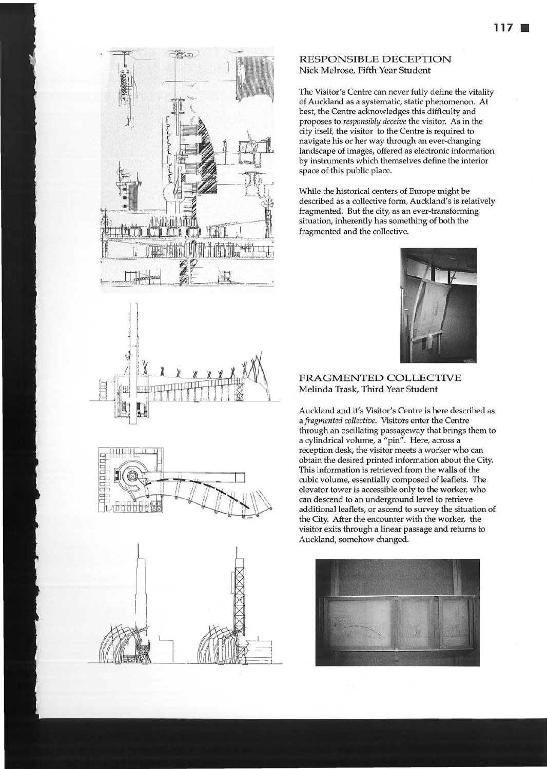## RESPONSIBLE DECEPTION

Nick Melrose, Fifth Year Student

The Visitor's Centre can never fully define the vitality of Auckland as a systematic, static phenomenon. At best, the Centre acknowledges this difficulty and proposes to *responsibly deceive* the visitor. As in the city itself, the visitor to the Centre is required to navigate his or her way through an ever-changing landscape of images, offered as electronic information by instruments which themselves define the interior space of this public place.

While the historical centers of Europe might be described as a collective form, Auckland's is relatively fragmented. But the city, as an ever-transforming situation, inherently has something of both the fragmented and the collective.

## FRAGMENTED COLLECTIVE

Melinda Trask, Third Year Student

Auckland and it's Visitor's Centre is here described as a *fragmented collective*. Visitors enter the Centre through an oscillating passageway that brings them to a cylindrical volume, a "pin". Here, across a reception desk, the visitor meets a worker who can obtain the desired printed information about the City. This information is retrieved from the walls of the cubic volume, essentially composed of leaflets. The elevator tower is accessible only to the worker, who can descend to an underground level to retrieve additional leaflets, or ascend to survey the situation of the City. After the encounter with the worker, the visitor exits through a linear passage and returns to Auckland, somehow changed.